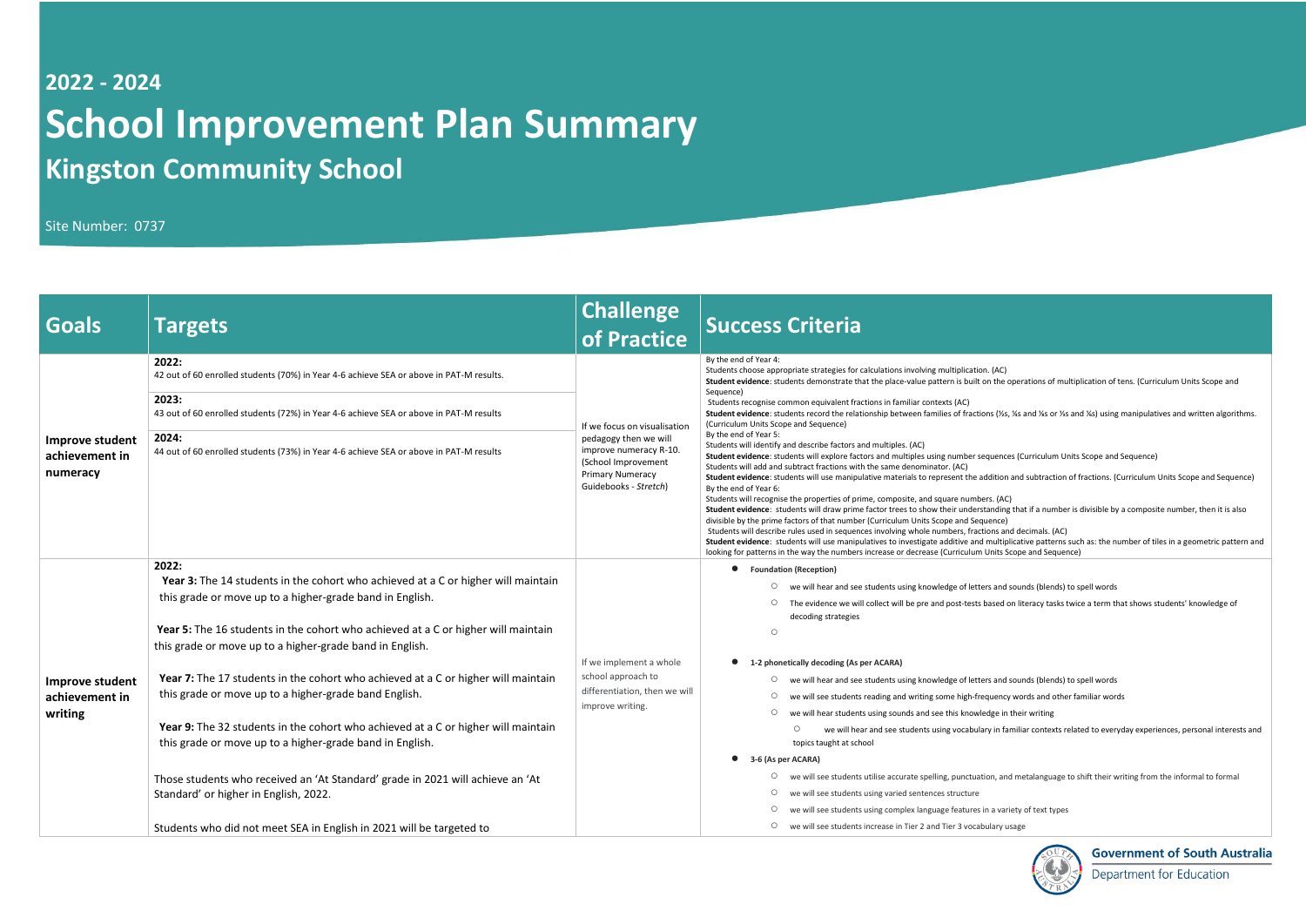## 2022 - 2024

# School Improvement Plan Summary

## Kingston Community School

Site Number: 0737

| Goals | Targets | Challenge of Practice | Success Criteria |
|---|---|---|---|
| **Improve student achievement in numeracy** | **2022:** 42 out of 60 enrolled students (70%) in Year 4-6 achieve SEA or above in PAT-M results.<br><br>**2023:** 43 out of 60 enrolled students (72%) in Year 4-6 achieve SEA or above in PAT-M results<br><br>**2024:** 44 out of 60 enrolled students (73%) in Year 4-6 achieve SEA or above in PAT-M results | If we focus on visualisation pedagogy then we will improve numeracy R-10. (School Improvement Primary Numeracy Guidebooks - *Stretch*) | By the end of Year 4:<br>Students choose appropriate strategies for calculations involving multiplication. (AC)<br>**Student evidence**: students demonstrate that the place-value pattern is built on the operations of multiplication of tens. (Curriculum Units Scope and Sequence)<br>Students recognise common equivalent fractions in familiar contexts (AC)<br>**Student evidence**: students record the relationship between families of fractions (½s, ¼s and ⅛s or ⅓s and ⅙s) using manipulatives and written algorithms. (Curriculum Units Scope and Sequence)<br>By the end of Year 5:<br>Students will identify and describe factors and multiples. (AC)<br>**Student evidence**: students will explore factors and multiples using number sequences (Curriculum Units Scope and Sequence)<br>Students will add and subtract fractions with the same denominator. (AC)<br>**Student evidence**: students will use manipulative materials to represent the addition and subtraction of fractions. (Curriculum Units Scope and Sequence)<br>By the end of Year 6:<br>Students will recognise the properties of prime, composite, and square numbers. (AC)<br>**Student evidence**: students will draw prime factor trees to show their understanding that if a number is divisible by a composite number, then it is also divisible by the prime factors of that number (Curriculum Units Scope and Sequence)<br>Students will describe rules used in sequences involving whole numbers, fractions and decimals. (AC)<br>**Student evidence**: students will use manipulatives to investigate additive and multiplicative patterns such as: the number of tiles in a geometric pattern and looking for patterns in the way the numbers increase or decrease (Curriculum Units Scope and Sequence) |
| **Improve student achievement in writing** | **2022:**<br>**Year 3:** The 14 students in the cohort who achieved at a C or higher will maintain this grade or move up to a higher-grade band in English.<br><br>**Year 5:** The 16 students in the cohort who achieved at a C or higher will maintain this grade or move up to a higher-grade band in English.<br><br>**Year 7:** The 17 students in the cohort who achieved at a C or higher will maintain this grade or move up to a higher-grade band English.<br><br>**Year 9:** The 32 students in the cohort who achieved at a C or higher will maintain this grade or move up to a higher-grade band in English.<br><br>Those students who received an 'At Standard' grade in 2021 will achieve an 'At Standard' or higher in English, 2022.<br><br>Students who did not meet SEA in English in 2021 will be targeted to | If we implement a whole school approach to differentiation, then we will improve writing. | • **Foundation (Reception)**<br>  ○ we will hear and see students using knowledge of letters and sounds (blends) to spell words<br>  ○ The evidence we will collect will be pre and post-tests based on literacy tasks twice a term that shows students' knowledge of decoding strategies<br>  ○<br><br>• **1-2 phonetically decoding (As per ACARA)**<br>  ○ we will hear and see students using knowledge of letters and sounds (blends) to spell words<br>  ○ we will see students reading and writing some high-frequency words and other familiar words<br>  ○ we will hear students using sounds and see this knowledge in their writing<br>    ○ we will hear and see students using vocabulary in familiar contexts related to everyday experiences, personal interests and topics taught at school<br>• **3-6 (As per ACARA)**<br>  ○ we will see students utilise accurate spelling, punctuation, and metalanguage to shift their writing from the informal to formal<br>  ○ we will see students using varied sentences structure<br>  ○ we will see students using complex language features in a variety of text types<br>  ○ we will see students increase in Tier 2 and Tier 3 vocabulary usage |

Government of South Australia
Department for Education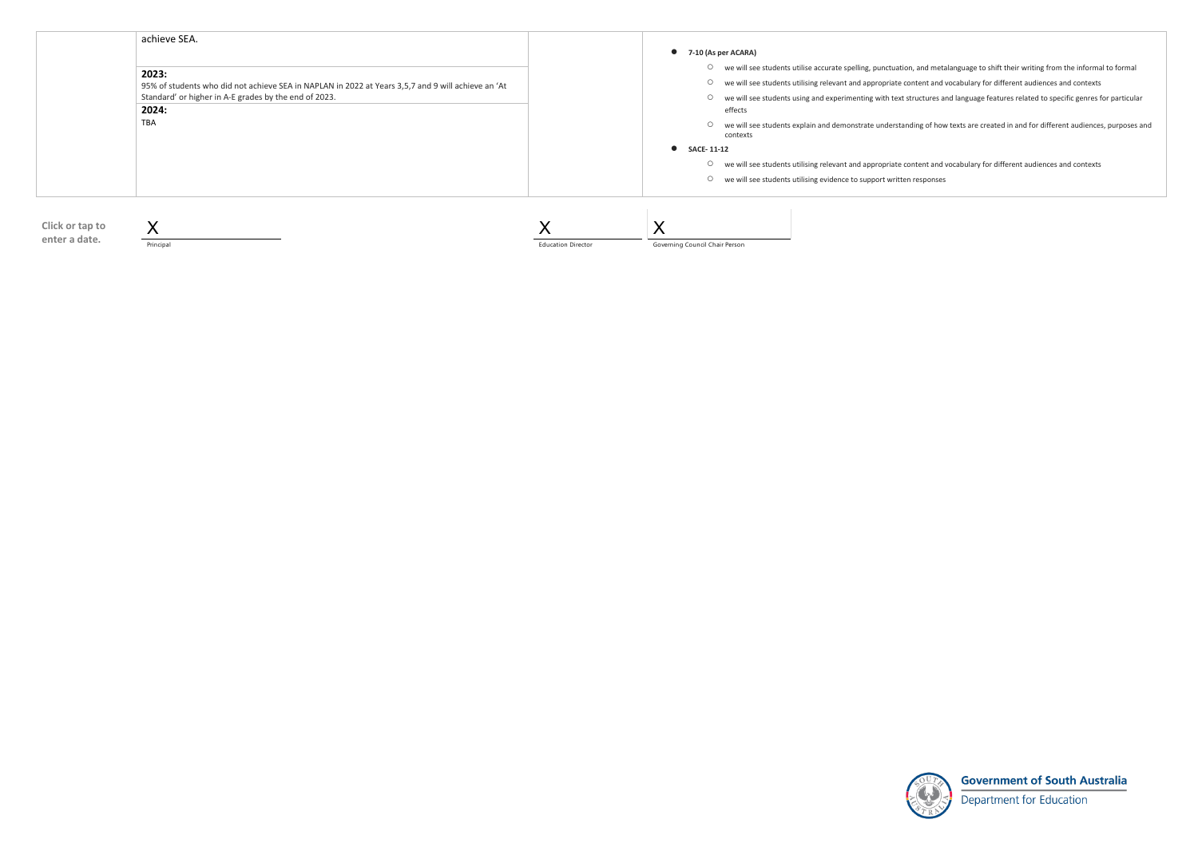| | achieve SEA.<br><br>**2023:**<br>95% of students who did not achieve SEA in NAPLAN in 2022 at Years 3,5,7 and 9 will achieve an 'At Standard' or higher in A-E grades by the end of 2023.<br>**2024:**<br>TBA | | • **7-10 (As per ACARA)**<br>  ○ we will see students utilise accurate spelling, punctuation, and metalanguage to shift their writing from the informal to formal<br>  ○ we will see students utilising relevant and appropriate content and vocabulary for different audiences and contexts<br>  ○ we will see students using and experimenting with text structures and language features related to specific genres for particular effects<br>  ○ we will see students explain and demonstrate understanding of how texts are created in and for different audiences, purposes and contexts<br>• **SACE- 11-12**<br>  ○ we will see students utilising relevant and appropriate content and vocabulary for different audiences and contexts<br>  ○ we will see students utilising evidence to support written responses |
|---|---|---|---|

**Click or tap to enter a date.**

X
Principal

X
Education Director

X
Governing Council Chair Person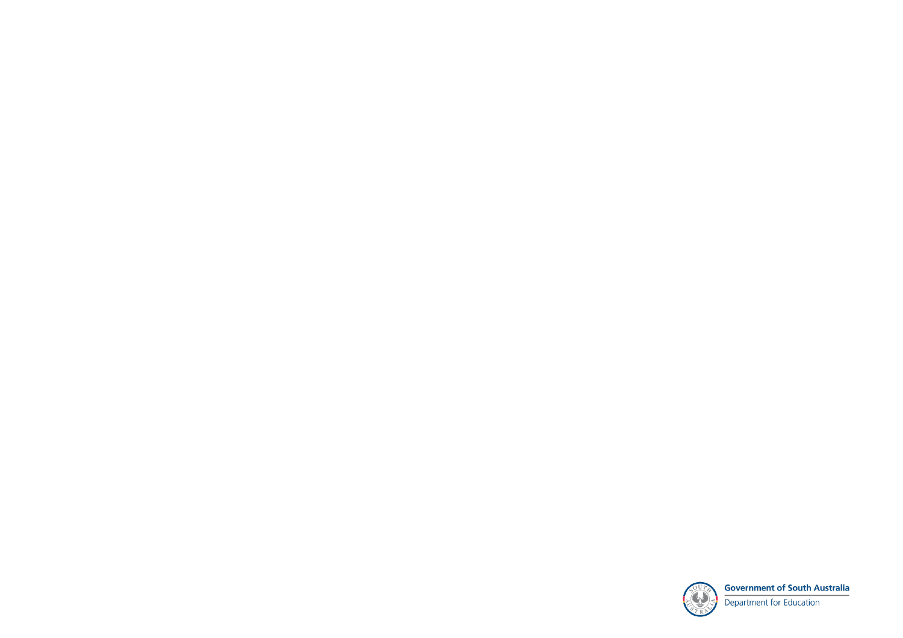Government of South Australia

Department for Education